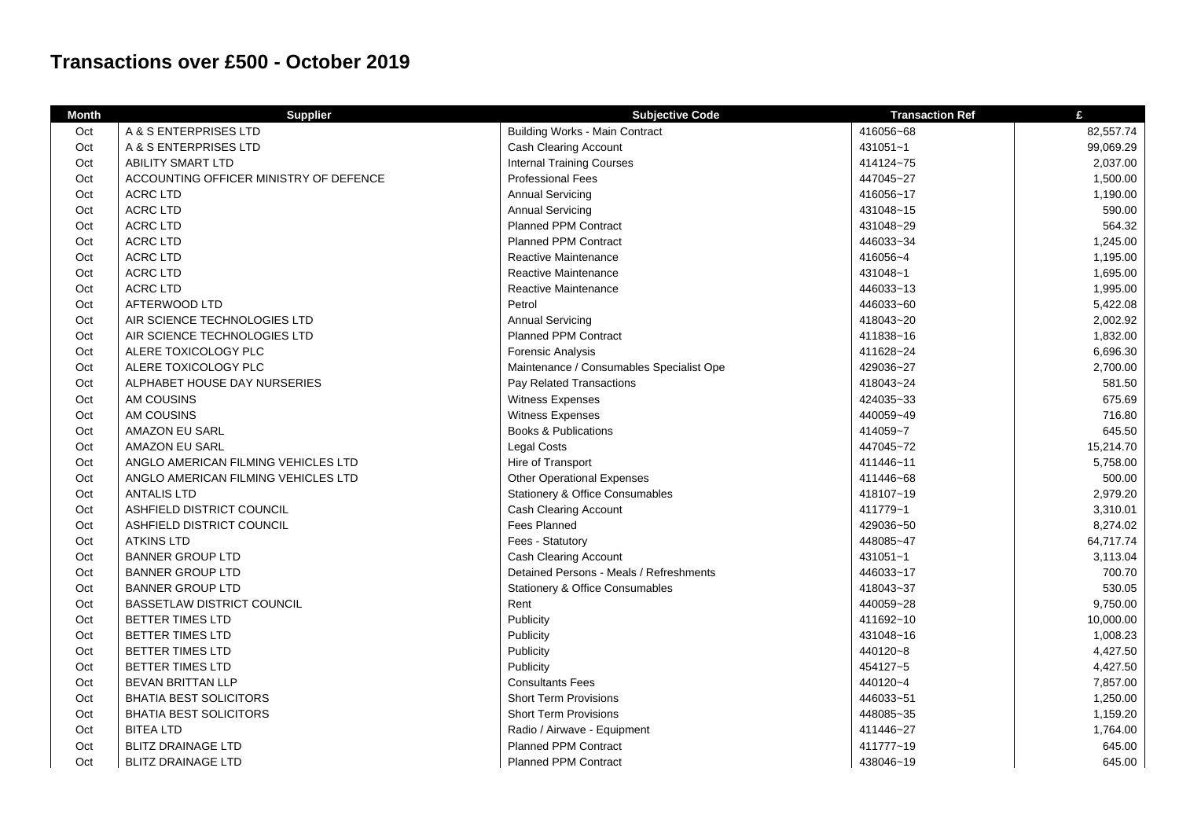# Transactions over £500 - October 2019

| Month | Supplier | Subjective Code | Transaction Ref | £ |
|---|---|---|---|---|
| Oct | A & S ENTERPRISES LTD | Building Works - Main Contract | 416056~68 | 82,557.74 |
| Oct | A & S ENTERPRISES LTD | Cash Clearing Account | 431051~1 | 99,069.29 |
| Oct | ABILITY SMART LTD | Internal Training Courses | 414124~75 | 2,037.00 |
| Oct | ACCOUNTING OFFICER MINISTRY OF DEFENCE | Professional Fees | 447045~27 | 1,500.00 |
| Oct | ACRC LTD | Annual Servicing | 416056~17 | 1,190.00 |
| Oct | ACRC LTD | Annual Servicing | 431048~15 | 590.00 |
| Oct | ACRC LTD | Planned PPM Contract | 431048~29 | 564.32 |
| Oct | ACRC LTD | Planned PPM Contract | 446033~34 | 1,245.00 |
| Oct | ACRC LTD | Reactive Maintenance | 416056~4 | 1,195.00 |
| Oct | ACRC LTD | Reactive Maintenance | 431048~1 | 1,695.00 |
| Oct | ACRC LTD | Reactive Maintenance | 446033~13 | 1,995.00 |
| Oct | AFTERWOOD LTD | Petrol | 446033~60 | 5,422.08 |
| Oct | AIR SCIENCE TECHNOLOGIES LTD | Annual Servicing | 418043~20 | 2,002.92 |
| Oct | AIR SCIENCE TECHNOLOGIES LTD | Planned PPM Contract | 411838~16 | 1,832.00 |
| Oct | ALERE TOXICOLOGY PLC | Forensic Analysis | 411628~24 | 6,696.30 |
| Oct | ALERE TOXICOLOGY PLC | Maintenance / Consumables Specialist Ope | 429036~27 | 2,700.00 |
| Oct | ALPHABET HOUSE DAY NURSERIES | Pay Related Transactions | 418043~24 | 581.50 |
| Oct | AM COUSINS | Witness Expenses | 424035~33 | 675.69 |
| Oct | AM COUSINS | Witness Expenses | 440059~49 | 716.80 |
| Oct | AMAZON EU SARL | Books & Publications | 414059~7 | 645.50 |
| Oct | AMAZON EU SARL | Legal Costs | 447045~72 | 15,214.70 |
| Oct | ANGLO AMERICAN FILMING VEHICLES LTD | Hire of Transport | 411446~11 | 5,758.00 |
| Oct | ANGLO AMERICAN FILMING VEHICLES LTD | Other Operational Expenses | 411446~68 | 500.00 |
| Oct | ANTALIS LTD | Stationery & Office Consumables | 418107~19 | 2,979.20 |
| Oct | ASHFIELD DISTRICT COUNCIL | Cash Clearing Account | 411779~1 | 3,310.01 |
| Oct | ASHFIELD DISTRICT COUNCIL | Fees Planned | 429036~50 | 8,274.02 |
| Oct | ATKINS LTD | Fees - Statutory | 448085~47 | 64,717.74 |
| Oct | BANNER GROUP LTD | Cash Clearing Account | 431051~1 | 3,113.04 |
| Oct | BANNER GROUP LTD | Detained Persons - Meals / Refreshments | 446033~17 | 700.70 |
| Oct | BANNER GROUP LTD | Stationery & Office Consumables | 418043~37 | 530.05 |
| Oct | BASSETLAW DISTRICT COUNCIL | Rent | 440059~28 | 9,750.00 |
| Oct | BETTER TIMES LTD | Publicity | 411692~10 | 10,000.00 |
| Oct | BETTER TIMES LTD | Publicity | 431048~16 | 1,008.23 |
| Oct | BETTER TIMES LTD | Publicity | 440120~8 | 4,427.50 |
| Oct | BETTER TIMES LTD | Publicity | 454127~5 | 4,427.50 |
| Oct | BEVAN BRITTAN LLP | Consultants Fees | 440120~4 | 7,857.00 |
| Oct | BHATIA BEST SOLICITORS | Short Term Provisions | 446033~51 | 1,250.00 |
| Oct | BHATIA BEST SOLICITORS | Short Term Provisions | 448085~35 | 1,159.20 |
| Oct | BITEA LTD | Radio / Airwave - Equipment | 411446~27 | 1,764.00 |
| Oct | BLITZ DRAINAGE LTD | Planned PPM Contract | 411777~19 | 645.00 |
| Oct | BLITZ DRAINAGE LTD | Planned PPM Contract | 438046~19 | 645.00 |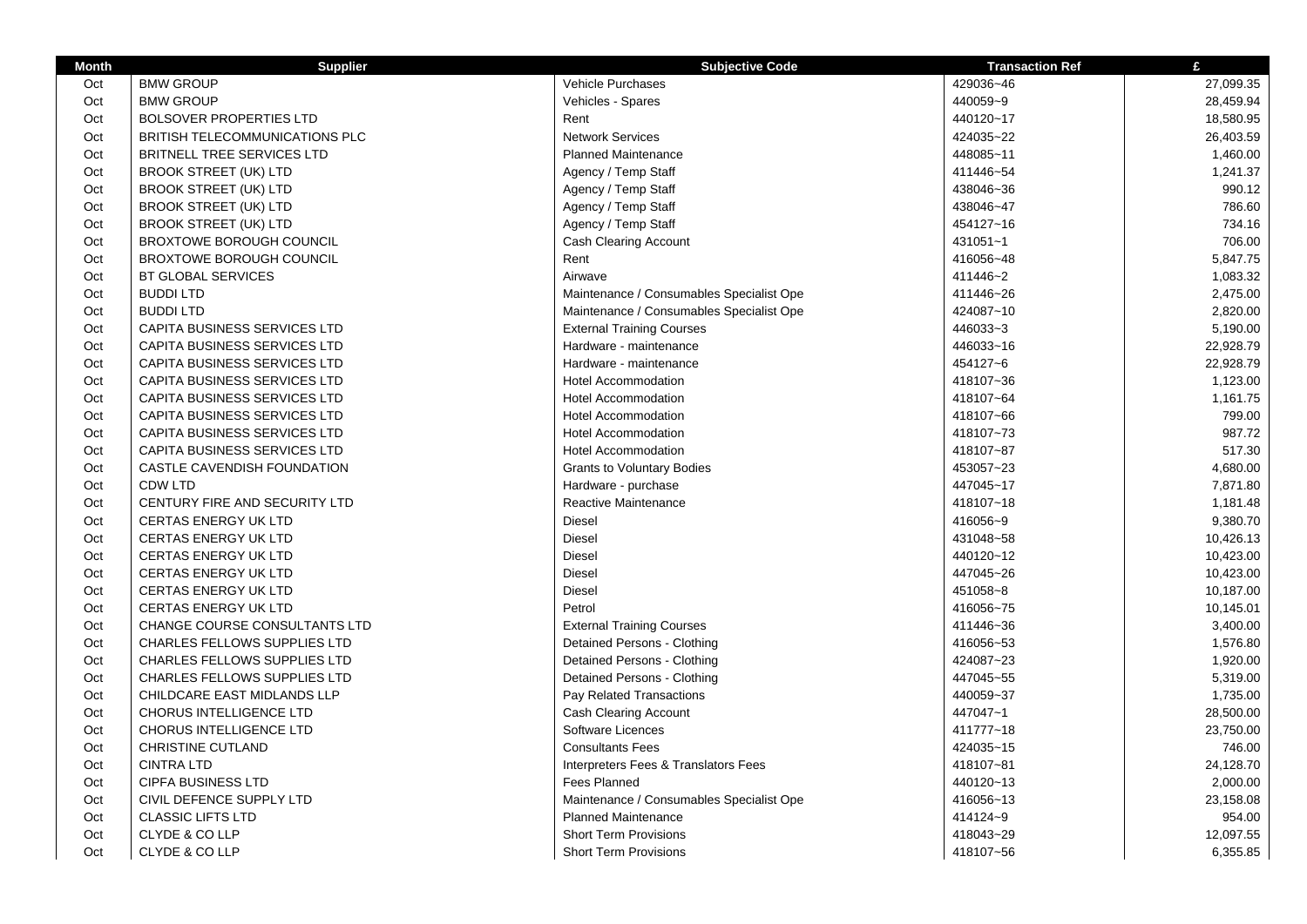| Month | Supplier | Subjective Code | Transaction Ref | £ |
|---|---|---|---|---|
| Oct | BMW GROUP | Vehicle Purchases | 429036~46 | 27,099.35 |
| Oct | BMW GROUP | Vehicles - Spares | 440059~9 | 28,459.94 |
| Oct | BOLSOVER PROPERTIES LTD | Rent | 440120~17 | 18,580.95 |
| Oct | BRITISH TELECOMMUNICATIONS PLC | Network Services | 424035~22 | 26,403.59 |
| Oct | BRITNELL TREE SERVICES LTD | Planned Maintenance | 448085~11 | 1,460.00 |
| Oct | BROOK STREET (UK) LTD | Agency / Temp Staff | 411446~54 | 1,241.37 |
| Oct | BROOK STREET (UK) LTD | Agency / Temp Staff | 438046~36 | 990.12 |
| Oct | BROOK STREET (UK) LTD | Agency / Temp Staff | 438046~47 | 786.60 |
| Oct | BROOK STREET (UK) LTD | Agency / Temp Staff | 454127~16 | 734.16 |
| Oct | BROXTOWE BOROUGH COUNCIL | Cash Clearing Account | 431051~1 | 706.00 |
| Oct | BROXTOWE BOROUGH COUNCIL | Rent | 416056~48 | 5,847.75 |
| Oct | BT GLOBAL SERVICES | Airwave | 411446~2 | 1,083.32 |
| Oct | BUDDI LTD | Maintenance / Consumables Specialist Ope | 411446~26 | 2,475.00 |
| Oct | BUDDI LTD | Maintenance / Consumables Specialist Ope | 424087~10 | 2,820.00 |
| Oct | CAPITA BUSINESS SERVICES LTD | External Training Courses | 446033~3 | 5,190.00 |
| Oct | CAPITA BUSINESS SERVICES LTD | Hardware - maintenance | 446033~16 | 22,928.79 |
| Oct | CAPITA BUSINESS SERVICES LTD | Hardware - maintenance | 454127~6 | 22,928.79 |
| Oct | CAPITA BUSINESS SERVICES LTD | Hotel Accommodation | 418107~36 | 1,123.00 |
| Oct | CAPITA BUSINESS SERVICES LTD | Hotel Accommodation | 418107~64 | 1,161.75 |
| Oct | CAPITA BUSINESS SERVICES LTD | Hotel Accommodation | 418107~66 | 799.00 |
| Oct | CAPITA BUSINESS SERVICES LTD | Hotel Accommodation | 418107~73 | 987.72 |
| Oct | CAPITA BUSINESS SERVICES LTD | Hotel Accommodation | 418107~87 | 517.30 |
| Oct | CASTLE CAVENDISH FOUNDATION | Grants to Voluntary Bodies | 453057~23 | 4,680.00 |
| Oct | CDW LTD | Hardware - purchase | 447045~17 | 7,871.80 |
| Oct | CENTURY FIRE AND SECURITY LTD | Reactive Maintenance | 418107~18 | 1,181.48 |
| Oct | CERTAS ENERGY UK LTD | Diesel | 416056~9 | 9,380.70 |
| Oct | CERTAS ENERGY UK LTD | Diesel | 431048~58 | 10,426.13 |
| Oct | CERTAS ENERGY UK LTD | Diesel | 440120~12 | 10,423.00 |
| Oct | CERTAS ENERGY UK LTD | Diesel | 447045~26 | 10,423.00 |
| Oct | CERTAS ENERGY UK LTD | Diesel | 451058~8 | 10,187.00 |
| Oct | CERTAS ENERGY UK LTD | Petrol | 416056~75 | 10,145.01 |
| Oct | CHANGE COURSE CONSULTANTS LTD | External Training Courses | 411446~36 | 3,400.00 |
| Oct | CHARLES FELLOWS SUPPLIES LTD | Detained Persons - Clothing | 416056~53 | 1,576.80 |
| Oct | CHARLES FELLOWS SUPPLIES LTD | Detained Persons - Clothing | 424087~23 | 1,920.00 |
| Oct | CHARLES FELLOWS SUPPLIES LTD | Detained Persons - Clothing | 447045~55 | 5,319.00 |
| Oct | CHILDCARE EAST MIDLANDS LLP | Pay Related Transactions | 440059~37 | 1,735.00 |
| Oct | CHORUS INTELLIGENCE LTD | Cash Clearing Account | 447047~1 | 28,500.00 |
| Oct | CHORUS INTELLIGENCE LTD | Software Licences | 411777~18 | 23,750.00 |
| Oct | CHRISTINE CUTLAND | Consultants Fees | 424035~15 | 746.00 |
| Oct | CINTRA LTD | Interpreters Fees & Translators Fees | 418107~81 | 24,128.70 |
| Oct | CIPFA BUSINESS LTD | Fees Planned | 440120~13 | 2,000.00 |
| Oct | CIVIL DEFENCE SUPPLY LTD | Maintenance / Consumables Specialist Ope | 416056~13 | 23,158.08 |
| Oct | CLASSIC LIFTS LTD | Planned Maintenance | 414124~9 | 954.00 |
| Oct | CLYDE & CO LLP | Short Term Provisions | 418043~29 | 12,097.55 |
| Oct | CLYDE & CO LLP | Short Term Provisions | 418107~56 | 6,355.85 |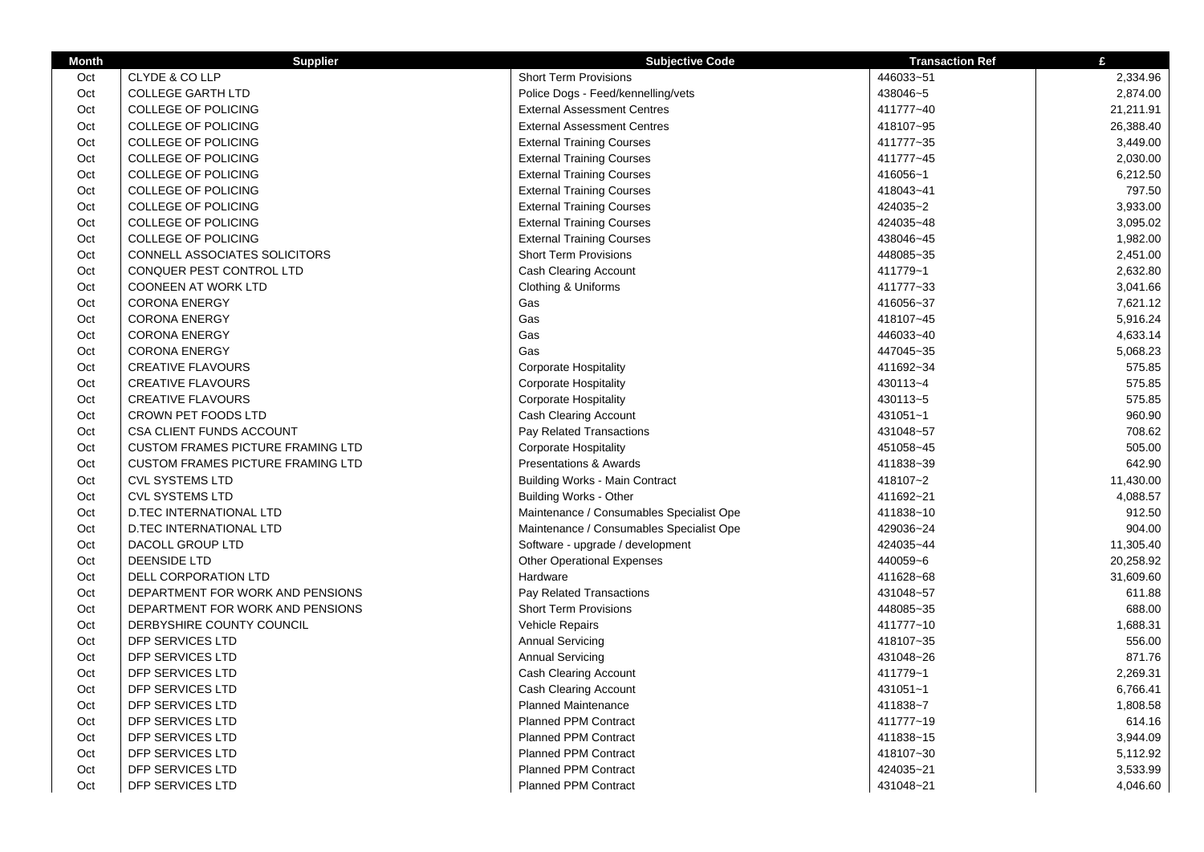| Month | Supplier | Subjective Code | Transaction Ref | £ |
|---|---|---|---|---|
| Oct | CLYDE & CO LLP | Short Term Provisions | 446033~51 | 2,334.96 |
| Oct | COLLEGE GARTH LTD | Police Dogs - Feed/kennelling/vets | 438046~5 | 2,874.00 |
| Oct | COLLEGE OF POLICING | External Assessment Centres | 411777~40 | 21,211.91 |
| Oct | COLLEGE OF POLICING | External Assessment Centres | 418107~95 | 26,388.40 |
| Oct | COLLEGE OF POLICING | External Training Courses | 411777~35 | 3,449.00 |
| Oct | COLLEGE OF POLICING | External Training Courses | 411777~45 | 2,030.00 |
| Oct | COLLEGE OF POLICING | External Training Courses | 416056~1 | 6,212.50 |
| Oct | COLLEGE OF POLICING | External Training Courses | 418043~41 | 797.50 |
| Oct | COLLEGE OF POLICING | External Training Courses | 424035~2 | 3,933.00 |
| Oct | COLLEGE OF POLICING | External Training Courses | 424035~48 | 3,095.02 |
| Oct | COLLEGE OF POLICING | External Training Courses | 438046~45 | 1,982.00 |
| Oct | CONNELL ASSOCIATES SOLICITORS | Short Term Provisions | 448085~35 | 2,451.00 |
| Oct | CONQUER PEST CONTROL LTD | Cash Clearing Account | 411779~1 | 2,632.80 |
| Oct | COONEEN AT WORK LTD | Clothing & Uniforms | 411777~33 | 3,041.66 |
| Oct | CORONA ENERGY | Gas | 416056~37 | 7,621.12 |
| Oct | CORONA ENERGY | Gas | 418107~45 | 5,916.24 |
| Oct | CORONA ENERGY | Gas | 446033~40 | 4,633.14 |
| Oct | CORONA ENERGY | Gas | 447045~35 | 5,068.23 |
| Oct | CREATIVE FLAVOURS | Corporate Hospitality | 411692~34 | 575.85 |
| Oct | CREATIVE FLAVOURS | Corporate Hospitality | 430113~4 | 575.85 |
| Oct | CREATIVE FLAVOURS | Corporate Hospitality | 430113~5 | 575.85 |
| Oct | CROWN PET FOODS LTD | Cash Clearing Account | 431051~1 | 960.90 |
| Oct | CSA CLIENT FUNDS ACCOUNT | Pay Related Transactions | 431048~57 | 708.62 |
| Oct | CUSTOM FRAMES PICTURE FRAMING LTD | Corporate Hospitality | 451058~45 | 505.00 |
| Oct | CUSTOM FRAMES PICTURE FRAMING LTD | Presentations & Awards | 411838~39 | 642.90 |
| Oct | CVL SYSTEMS LTD | Building Works - Main Contract | 418107~2 | 11,430.00 |
| Oct | CVL SYSTEMS LTD | Building Works - Other | 411692~21 | 4,088.57 |
| Oct | D.TEC INTERNATIONAL LTD | Maintenance / Consumables Specialist Ope | 411838~10 | 912.50 |
| Oct | D.TEC INTERNATIONAL LTD | Maintenance / Consumables Specialist Ope | 429036~24 | 904.00 |
| Oct | DACOLL GROUP LTD | Software - upgrade / development | 424035~44 | 11,305.40 |
| Oct | DEENSIDE LTD | Other Operational Expenses | 440059~6 | 20,258.92 |
| Oct | DELL CORPORATION LTD | Hardware | 411628~68 | 31,609.60 |
| Oct | DEPARTMENT FOR WORK AND PENSIONS | Pay Related Transactions | 431048~57 | 611.88 |
| Oct | DEPARTMENT FOR WORK AND PENSIONS | Short Term Provisions | 448085~35 | 688.00 |
| Oct | DERBYSHIRE COUNTY COUNCIL | Vehicle Repairs | 411777~10 | 1,688.31 |
| Oct | DFP SERVICES LTD | Annual Servicing | 418107~35 | 556.00 |
| Oct | DFP SERVICES LTD | Annual Servicing | 431048~26 | 871.76 |
| Oct | DFP SERVICES LTD | Cash Clearing Account | 411779~1 | 2,269.31 |
| Oct | DFP SERVICES LTD | Cash Clearing Account | 431051~1 | 6,766.41 |
| Oct | DFP SERVICES LTD | Planned Maintenance | 411838~7 | 1,808.58 |
| Oct | DFP SERVICES LTD | Planned PPM Contract | 411777~19 | 614.16 |
| Oct | DFP SERVICES LTD | Planned PPM Contract | 411838~15 | 3,944.09 |
| Oct | DFP SERVICES LTD | Planned PPM Contract | 418107~30 | 5,112.92 |
| Oct | DFP SERVICES LTD | Planned PPM Contract | 424035~21 | 3,533.99 |
| Oct | DFP SERVICES LTD | Planned PPM Contract | 431048~21 | 4,046.60 |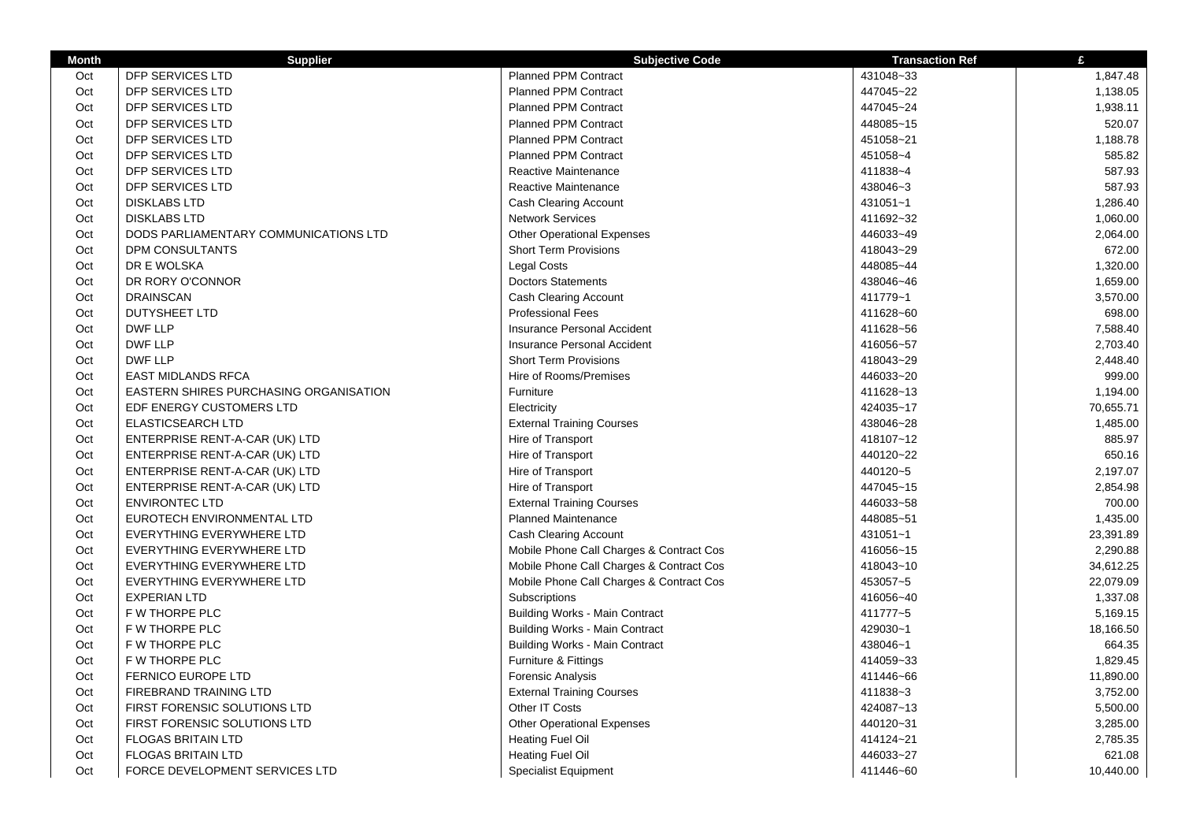| Month | Supplier | Subjective Code | Transaction Ref | £ |
|---|---|---|---|---|
| Oct | DFP SERVICES LTD | Planned PPM Contract | 431048~33 | 1,847.48 |
| Oct | DFP SERVICES LTD | Planned PPM Contract | 447045~22 | 1,138.05 |
| Oct | DFP SERVICES LTD | Planned PPM Contract | 447045~24 | 1,938.11 |
| Oct | DFP SERVICES LTD | Planned PPM Contract | 448085~15 | 520.07 |
| Oct | DFP SERVICES LTD | Planned PPM Contract | 451058~21 | 1,188.78 |
| Oct | DFP SERVICES LTD | Planned PPM Contract | 451058~4 | 585.82 |
| Oct | DFP SERVICES LTD | Reactive Maintenance | 411838~4 | 587.93 |
| Oct | DFP SERVICES LTD | Reactive Maintenance | 438046~3 | 587.93 |
| Oct | DISKLABS LTD | Cash Clearing Account | 431051~1 | 1,286.40 |
| Oct | DISKLABS LTD | Network Services | 411692~32 | 1,060.00 |
| Oct | DODS PARLIAMENTARY COMMUNICATIONS LTD | Other Operational Expenses | 446033~49 | 2,064.00 |
| Oct | DPM CONSULTANTS | Short Term Provisions | 418043~29 | 672.00 |
| Oct | DR E WOLSKA | Legal Costs | 448085~44 | 1,320.00 |
| Oct | DR RORY O'CONNOR | Doctors Statements | 438046~46 | 1,659.00 |
| Oct | DRAINSCAN | Cash Clearing Account | 411779~1 | 3,570.00 |
| Oct | DUTYSHEET LTD | Professional Fees | 411628~60 | 698.00 |
| Oct | DWF LLP | Insurance Personal Accident | 411628~56 | 7,588.40 |
| Oct | DWF LLP | Insurance Personal Accident | 416056~57 | 2,703.40 |
| Oct | DWF LLP | Short Term Provisions | 418043~29 | 2,448.40 |
| Oct | EAST MIDLANDS RFCA | Hire of Rooms/Premises | 446033~20 | 999.00 |
| Oct | EASTERN SHIRES PURCHASING ORGANISATION | Furniture | 411628~13 | 1,194.00 |
| Oct | EDF ENERGY CUSTOMERS LTD | Electricity | 424035~17 | 70,655.71 |
| Oct | ELASTICSEARCH LTD | External Training Courses | 438046~28 | 1,485.00 |
| Oct | ENTERPRISE RENT-A-CAR (UK) LTD | Hire of Transport | 418107~12 | 885.97 |
| Oct | ENTERPRISE RENT-A-CAR (UK) LTD | Hire of Transport | 440120~22 | 650.16 |
| Oct | ENTERPRISE RENT-A-CAR (UK) LTD | Hire of Transport | 440120~5 | 2,197.07 |
| Oct | ENTERPRISE RENT-A-CAR (UK) LTD | Hire of Transport | 447045~15 | 2,854.98 |
| Oct | ENVIRONTEC LTD | External Training Courses | 446033~58 | 700.00 |
| Oct | EUROTECH ENVIRONMENTAL LTD | Planned Maintenance | 448085~51 | 1,435.00 |
| Oct | EVERYTHING EVERYWHERE LTD | Cash Clearing Account | 431051~1 | 23,391.89 |
| Oct | EVERYTHING EVERYWHERE LTD | Mobile Phone Call Charges & Contract Cos | 416056~15 | 2,290.88 |
| Oct | EVERYTHING EVERYWHERE LTD | Mobile Phone Call Charges & Contract Cos | 418043~10 | 34,612.25 |
| Oct | EVERYTHING EVERYWHERE LTD | Mobile Phone Call Charges & Contract Cos | 453057~5 | 22,079.09 |
| Oct | EXPERIAN LTD | Subscriptions | 416056~40 | 1,337.08 |
| Oct | F W THORPE PLC | Building Works - Main Contract | 411777~5 | 5,169.15 |
| Oct | F W THORPE PLC | Building Works - Main Contract | 429030~1 | 18,166.50 |
| Oct | F W THORPE PLC | Building Works - Main Contract | 438046~1 | 664.35 |
| Oct | F W THORPE PLC | Furniture & Fittings | 414059~33 | 1,829.45 |
| Oct | FERNICO EUROPE LTD | Forensic Analysis | 411446~66 | 11,890.00 |
| Oct | FIREBRAND TRAINING LTD | External Training Courses | 411838~3 | 3,752.00 |
| Oct | FIRST FORENSIC SOLUTIONS LTD | Other IT Costs | 424087~13 | 5,500.00 |
| Oct | FIRST FORENSIC SOLUTIONS LTD | Other Operational Expenses | 440120~31 | 3,285.00 |
| Oct | FLOGAS BRITAIN LTD | Heating Fuel Oil | 414124~21 | 2,785.35 |
| Oct | FLOGAS BRITAIN LTD | Heating Fuel Oil | 446033~27 | 621.08 |
| Oct | FORCE DEVELOPMENT SERVICES LTD | Specialist Equipment | 411446~60 | 10,440.00 |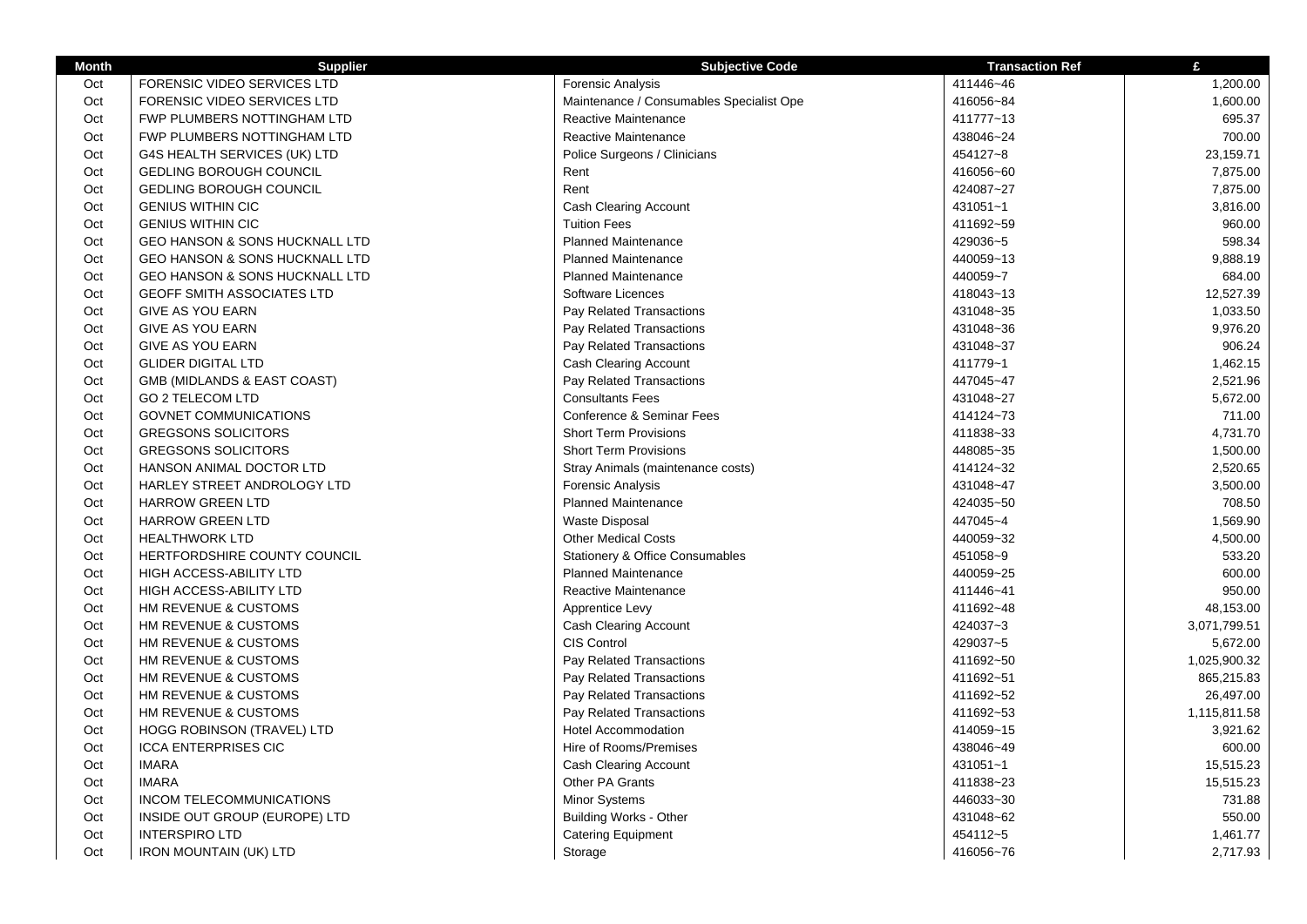| Month | Supplier | Subjective Code | Transaction Ref | £ |
|---|---|---|---|---|
| Oct | FORENSIC VIDEO SERVICES LTD | Forensic Analysis | 411446~46 | 1,200.00 |
| Oct | FORENSIC VIDEO SERVICES LTD | Maintenance / Consumables Specialist Ope | 416056~84 | 1,600.00 |
| Oct | FWP PLUMBERS NOTTINGHAM LTD | Reactive Maintenance | 411777~13 | 695.37 |
| Oct | FWP PLUMBERS NOTTINGHAM LTD | Reactive Maintenance | 438046~24 | 700.00 |
| Oct | G4S HEALTH SERVICES (UK) LTD | Police Surgeons / Clinicians | 454127~8 | 23,159.71 |
| Oct | GEDLING BOROUGH COUNCIL | Rent | 416056~60 | 7,875.00 |
| Oct | GEDLING BOROUGH COUNCIL | Rent | 424087~27 | 7,875.00 |
| Oct | GENIUS WITHIN CIC | Cash Clearing Account | 431051~1 | 3,816.00 |
| Oct | GENIUS WITHIN CIC | Tuition Fees | 411692~59 | 960.00 |
| Oct | GEO HANSON & SONS HUCKNALL LTD | Planned Maintenance | 429036~5 | 598.34 |
| Oct | GEO HANSON & SONS HUCKNALL LTD | Planned Maintenance | 440059~13 | 9,888.19 |
| Oct | GEO HANSON & SONS HUCKNALL LTD | Planned Maintenance | 440059~7 | 684.00 |
| Oct | GEOFF SMITH ASSOCIATES LTD | Software Licences | 418043~13 | 12,527.39 |
| Oct | GIVE AS YOU EARN | Pay Related Transactions | 431048~35 | 1,033.50 |
| Oct | GIVE AS YOU EARN | Pay Related Transactions | 431048~36 | 9,976.20 |
| Oct | GIVE AS YOU EARN | Pay Related Transactions | 431048~37 | 906.24 |
| Oct | GLIDER DIGITAL LTD | Cash Clearing Account | 411779~1 | 1,462.15 |
| Oct | GMB (MIDLANDS & EAST COAST) | Pay Related Transactions | 447045~47 | 2,521.96 |
| Oct | GO 2 TELECOM LTD | Consultants Fees | 431048~27 | 5,672.00 |
| Oct | GOVNET COMMUNICATIONS | Conference & Seminar Fees | 414124~73 | 711.00 |
| Oct | GREGSONS SOLICITORS | Short Term Provisions | 411838~33 | 4,731.70 |
| Oct | GREGSONS SOLICITORS | Short Term Provisions | 448085~35 | 1,500.00 |
| Oct | HANSON ANIMAL DOCTOR LTD | Stray Animals (maintenance costs) | 414124~32 | 2,520.65 |
| Oct | HARLEY STREET ANDROLOGY LTD | Forensic Analysis | 431048~47 | 3,500.00 |
| Oct | HARROW GREEN LTD | Planned Maintenance | 424035~50 | 708.50 |
| Oct | HARROW GREEN LTD | Waste Disposal | 447045~4 | 1,569.90 |
| Oct | HEALTHWORK LTD | Other Medical Costs | 440059~32 | 4,500.00 |
| Oct | HERTFORDSHIRE COUNTY COUNCIL | Stationery & Office Consumables | 451058~9 | 533.20 |
| Oct | HIGH ACCESS-ABILITY LTD | Planned Maintenance | 440059~25 | 600.00 |
| Oct | HIGH ACCESS-ABILITY LTD | Reactive Maintenance | 411446~41 | 950.00 |
| Oct | HM REVENUE & CUSTOMS | Apprentice Levy | 411692~48 | 48,153.00 |
| Oct | HM REVENUE & CUSTOMS | Cash Clearing Account | 424037~3 | 3,071,799.51 |
| Oct | HM REVENUE & CUSTOMS | CIS Control | 429037~5 | 5,672.00 |
| Oct | HM REVENUE & CUSTOMS | Pay Related Transactions | 411692~50 | 1,025,900.32 |
| Oct | HM REVENUE & CUSTOMS | Pay Related Transactions | 411692~51 | 865,215.83 |
| Oct | HM REVENUE & CUSTOMS | Pay Related Transactions | 411692~52 | 26,497.00 |
| Oct | HM REVENUE & CUSTOMS | Pay Related Transactions | 411692~53 | 1,115,811.58 |
| Oct | HOGG ROBINSON (TRAVEL) LTD | Hotel Accommodation | 414059~15 | 3,921.62 |
| Oct | ICCA ENTERPRISES CIC | Hire of Rooms/Premises | 438046~49 | 600.00 |
| Oct | IMARA | Cash Clearing Account | 431051~1 | 15,515.23 |
| Oct | IMARA | Other PA Grants | 411838~23 | 15,515.23 |
| Oct | INCOM TELECOMMUNICATIONS | Minor Systems | 446033~30 | 731.88 |
| Oct | INSIDE OUT GROUP (EUROPE) LTD | Building Works - Other | 431048~62 | 550.00 |
| Oct | INTERSPIRO LTD | Catering Equipment | 454112~5 | 1,461.77 |
| Oct | IRON MOUNTAIN (UK) LTD | Storage | 416056~76 | 2,717.93 |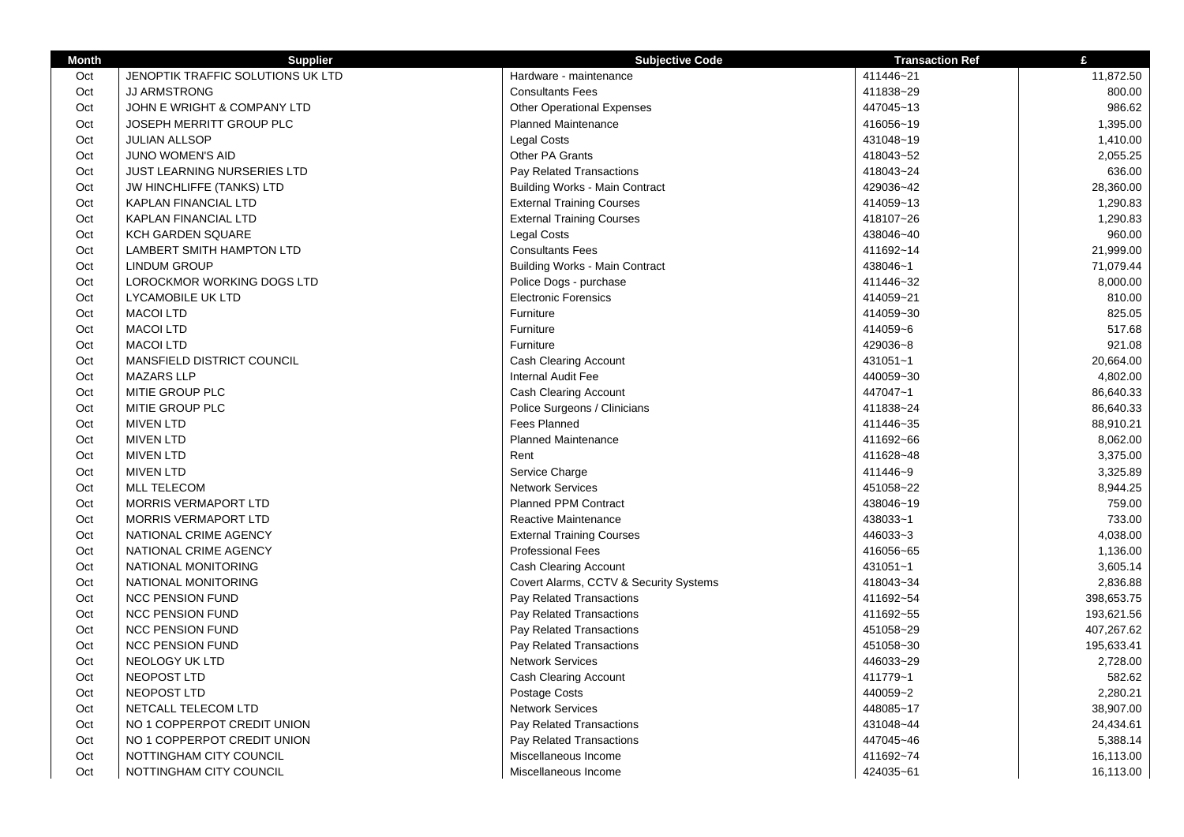| Month | Supplier | Subjective Code | Transaction Ref | £ |
|---|---|---|---|---|
| Oct | JENOPTIK TRAFFIC SOLUTIONS UK LTD | Hardware - maintenance | 411446~21 | 11,872.50 |
| Oct | JJ ARMSTRONG | Consultants Fees | 411838~29 | 800.00 |
| Oct | JOHN E WRIGHT & COMPANY LTD | Other Operational Expenses | 447045~13 | 986.62 |
| Oct | JOSEPH MERRITT GROUP PLC | Planned Maintenance | 416056~19 | 1,395.00 |
| Oct | JULIAN ALLSOP | Legal Costs | 431048~19 | 1,410.00 |
| Oct | JUNO WOMEN'S AID | Other PA Grants | 418043~52 | 2,055.25 |
| Oct | JUST LEARNING NURSERIES LTD | Pay Related Transactions | 418043~24 | 636.00 |
| Oct | JW HINCHLIFFE (TANKS) LTD | Building Works - Main Contract | 429036~42 | 28,360.00 |
| Oct | KAPLAN FINANCIAL LTD | External Training Courses | 414059~13 | 1,290.83 |
| Oct | KAPLAN FINANCIAL LTD | External Training Courses | 418107~26 | 1,290.83 |
| Oct | KCH GARDEN SQUARE | Legal Costs | 438046~40 | 960.00 |
| Oct | LAMBERT SMITH HAMPTON LTD | Consultants Fees | 411692~14 | 21,999.00 |
| Oct | LINDUM GROUP | Building Works - Main Contract | 438046~1 | 71,079.44 |
| Oct | LOROCKMOR WORKING DOGS LTD | Police Dogs - purchase | 411446~32 | 8,000.00 |
| Oct | LYCAMOBILE UK LTD | Electronic Forensics | 414059~21 | 810.00 |
| Oct | MACOI LTD | Furniture | 414059~30 | 825.05 |
| Oct | MACOI LTD | Furniture | 414059~6 | 517.68 |
| Oct | MACOI LTD | Furniture | 429036~8 | 921.08 |
| Oct | MANSFIELD DISTRICT COUNCIL | Cash Clearing Account | 431051~1 | 20,664.00 |
| Oct | MAZARS LLP | Internal Audit Fee | 440059~30 | 4,802.00 |
| Oct | MITIE GROUP PLC | Cash Clearing Account | 447047~1 | 86,640.33 |
| Oct | MITIE GROUP PLC | Police Surgeons / Clinicians | 411838~24 | 86,640.33 |
| Oct | MIVEN LTD | Fees Planned | 411446~35 | 88,910.21 |
| Oct | MIVEN LTD | Planned Maintenance | 411692~66 | 8,062.00 |
| Oct | MIVEN LTD | Rent | 411628~48 | 3,375.00 |
| Oct | MIVEN LTD | Service Charge | 411446~9 | 3,325.89 |
| Oct | MLL TELECOM | Network Services | 451058~22 | 8,944.25 |
| Oct | MORRIS VERMAPORT LTD | Planned PPM Contract | 438046~19 | 759.00 |
| Oct | MORRIS VERMAPORT LTD | Reactive Maintenance | 438033~1 | 733.00 |
| Oct | NATIONAL CRIME AGENCY | External Training Courses | 446033~3 | 4,038.00 |
| Oct | NATIONAL CRIME AGENCY | Professional Fees | 416056~65 | 1,136.00 |
| Oct | NATIONAL MONITORING | Cash Clearing Account | 431051~1 | 3,605.14 |
| Oct | NATIONAL MONITORING | Covert Alarms, CCTV & Security Systems | 418043~34 | 2,836.88 |
| Oct | NCC PENSION FUND | Pay Related Transactions | 411692~54 | 398,653.75 |
| Oct | NCC PENSION FUND | Pay Related Transactions | 411692~55 | 193,621.56 |
| Oct | NCC PENSION FUND | Pay Related Transactions | 451058~29 | 407,267.62 |
| Oct | NCC PENSION FUND | Pay Related Transactions | 451058~30 | 195,633.41 |
| Oct | NEOLOGY UK LTD | Network Services | 446033~29 | 2,728.00 |
| Oct | NEOPOST LTD | Cash Clearing Account | 411779~1 | 582.62 |
| Oct | NEOPOST LTD | Postage Costs | 440059~2 | 2,280.21 |
| Oct | NETCALL TELECOM LTD | Network Services | 448085~17 | 38,907.00 |
| Oct | NO 1 COPPERPOT CREDIT UNION | Pay Related Transactions | 431048~44 | 24,434.61 |
| Oct | NO 1 COPPERPOT CREDIT UNION | Pay Related Transactions | 447045~46 | 5,388.14 |
| Oct | NOTTINGHAM CITY COUNCIL | Miscellaneous Income | 411692~74 | 16,113.00 |
| Oct | NOTTINGHAM CITY COUNCIL | Miscellaneous Income | 424035~61 | 16,113.00 |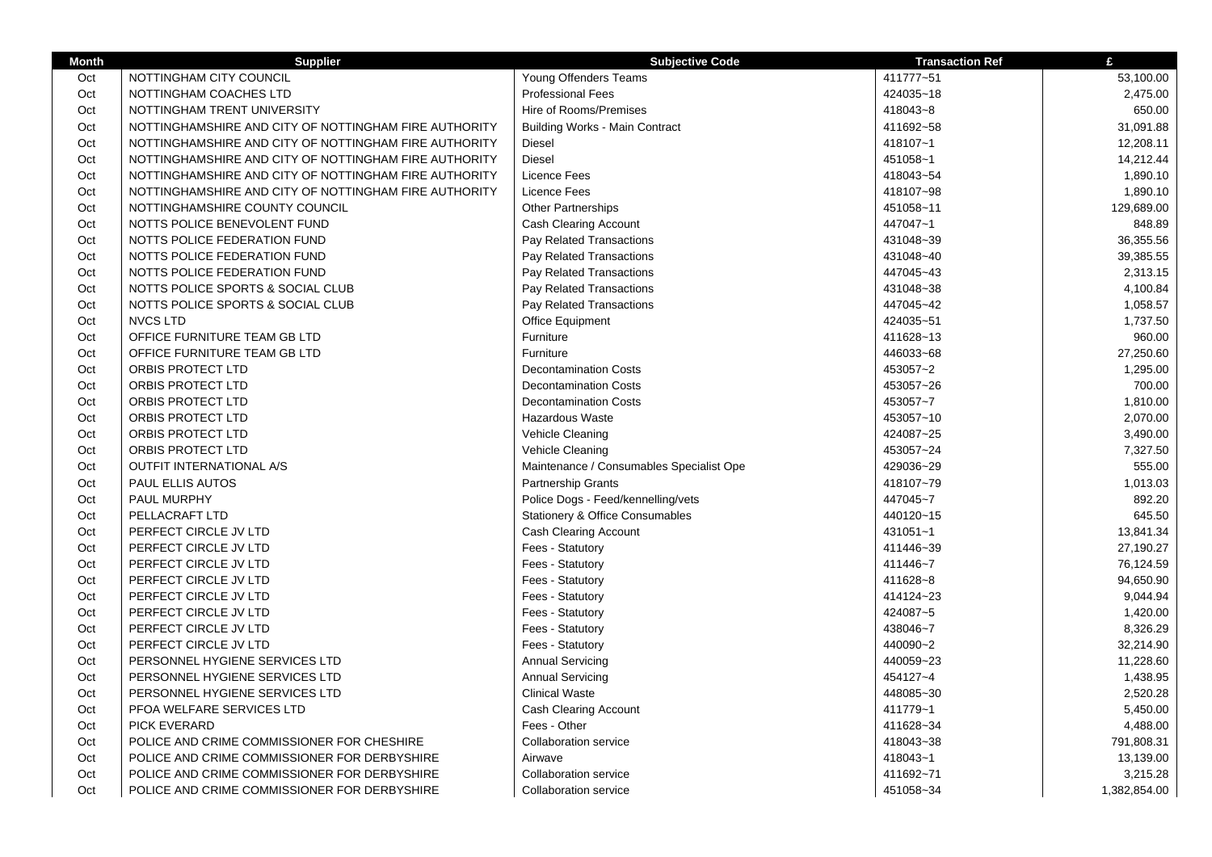| Month | Supplier | Subjective Code | Transaction Ref | £ |
|---|---|---|---|---|
| Oct | NOTTINGHAM CITY COUNCIL | Young Offenders Teams | 411777~51 | 53,100.00 |
| Oct | NOTTINGHAM COACHES LTD | Professional Fees | 424035~18 | 2,475.00 |
| Oct | NOTTINGHAM TRENT UNIVERSITY | Hire of Rooms/Premises | 418043~8 | 650.00 |
| Oct | NOTTINGHAMSHIRE AND CITY OF NOTTINGHAM FIRE AUTHORITY | Building Works - Main Contract | 411692~58 | 31,091.88 |
| Oct | NOTTINGHAMSHIRE AND CITY OF NOTTINGHAM FIRE AUTHORITY | Diesel | 418107~1 | 12,208.11 |
| Oct | NOTTINGHAMSHIRE AND CITY OF NOTTINGHAM FIRE AUTHORITY | Diesel | 451058~1 | 14,212.44 |
| Oct | NOTTINGHAMSHIRE AND CITY OF NOTTINGHAM FIRE AUTHORITY | Licence Fees | 418043~54 | 1,890.10 |
| Oct | NOTTINGHAMSHIRE AND CITY OF NOTTINGHAM FIRE AUTHORITY | Licence Fees | 418107~98 | 1,890.10 |
| Oct | NOTTINGHAMSHIRE COUNTY COUNCIL | Other Partnerships | 451058~11 | 129,689.00 |
| Oct | NOTTS POLICE BENEVOLENT FUND | Cash Clearing Account | 447047~1 | 848.89 |
| Oct | NOTTS POLICE FEDERATION FUND | Pay Related Transactions | 431048~39 | 36,355.56 |
| Oct | NOTTS POLICE FEDERATION FUND | Pay Related Transactions | 431048~40 | 39,385.55 |
| Oct | NOTTS POLICE FEDERATION FUND | Pay Related Transactions | 447045~43 | 2,313.15 |
| Oct | NOTTS POLICE SPORTS & SOCIAL CLUB | Pay Related Transactions | 431048~38 | 4,100.84 |
| Oct | NOTTS POLICE SPORTS & SOCIAL CLUB | Pay Related Transactions | 447045~42 | 1,058.57 |
| Oct | NVCS LTD | Office Equipment | 424035~51 | 1,737.50 |
| Oct | OFFICE FURNITURE TEAM GB LTD | Furniture | 411628~13 | 960.00 |
| Oct | OFFICE FURNITURE TEAM GB LTD | Furniture | 446033~68 | 27,250.60 |
| Oct | ORBIS PROTECT LTD | Decontamination Costs | 453057~2 | 1,295.00 |
| Oct | ORBIS PROTECT LTD | Decontamination Costs | 453057~26 | 700.00 |
| Oct | ORBIS PROTECT LTD | Decontamination Costs | 453057~7 | 1,810.00 |
| Oct | ORBIS PROTECT LTD | Hazardous Waste | 453057~10 | 2,070.00 |
| Oct | ORBIS PROTECT LTD | Vehicle Cleaning | 424087~25 | 3,490.00 |
| Oct | ORBIS PROTECT LTD | Vehicle Cleaning | 453057~24 | 7,327.50 |
| Oct | OUTFIT INTERNATIONAL A/S | Maintenance / Consumables Specialist Ope | 429036~29 | 555.00 |
| Oct | PAUL ELLIS AUTOS | Partnership Grants | 418107~79 | 1,013.03 |
| Oct | PAUL MURPHY | Police Dogs - Feed/kennelling/vets | 447045~7 | 892.20 |
| Oct | PELLACRAFT LTD | Stationery & Office Consumables | 440120~15 | 645.50 |
| Oct | PERFECT CIRCLE JV LTD | Cash Clearing Account | 431051~1 | 13,841.34 |
| Oct | PERFECT CIRCLE JV LTD | Fees - Statutory | 411446~39 | 27,190.27 |
| Oct | PERFECT CIRCLE JV LTD | Fees - Statutory | 411446~7 | 76,124.59 |
| Oct | PERFECT CIRCLE JV LTD | Fees - Statutory | 411628~8 | 94,650.90 |
| Oct | PERFECT CIRCLE JV LTD | Fees - Statutory | 414124~23 | 9,044.94 |
| Oct | PERFECT CIRCLE JV LTD | Fees - Statutory | 424087~5 | 1,420.00 |
| Oct | PERFECT CIRCLE JV LTD | Fees - Statutory | 438046~7 | 8,326.29 |
| Oct | PERFECT CIRCLE JV LTD | Fees - Statutory | 440090~2 | 32,214.90 |
| Oct | PERSONNEL HYGIENE SERVICES LTD | Annual Servicing | 440059~23 | 11,228.60 |
| Oct | PERSONNEL HYGIENE SERVICES LTD | Annual Servicing | 454127~4 | 1,438.95 |
| Oct | PERSONNEL HYGIENE SERVICES LTD | Clinical Waste | 448085~30 | 2,520.28 |
| Oct | PFOA WELFARE SERVICES LTD | Cash Clearing Account | 411779~1 | 5,450.00 |
| Oct | PICK EVERARD | Fees - Other | 411628~34 | 4,488.00 |
| Oct | POLICE AND CRIME COMMISSIONER FOR CHESHIRE | Collaboration service | 418043~38 | 791,808.31 |
| Oct | POLICE AND CRIME COMMISSIONER FOR DERBYSHIRE | Airwave | 418043~1 | 13,139.00 |
| Oct | POLICE AND CRIME COMMISSIONER FOR DERBYSHIRE | Collaboration service | 411692~71 | 3,215.28 |
| Oct | POLICE AND CRIME COMMISSIONER FOR DERBYSHIRE | Collaboration service | 451058~34 | 1,382,854.00 |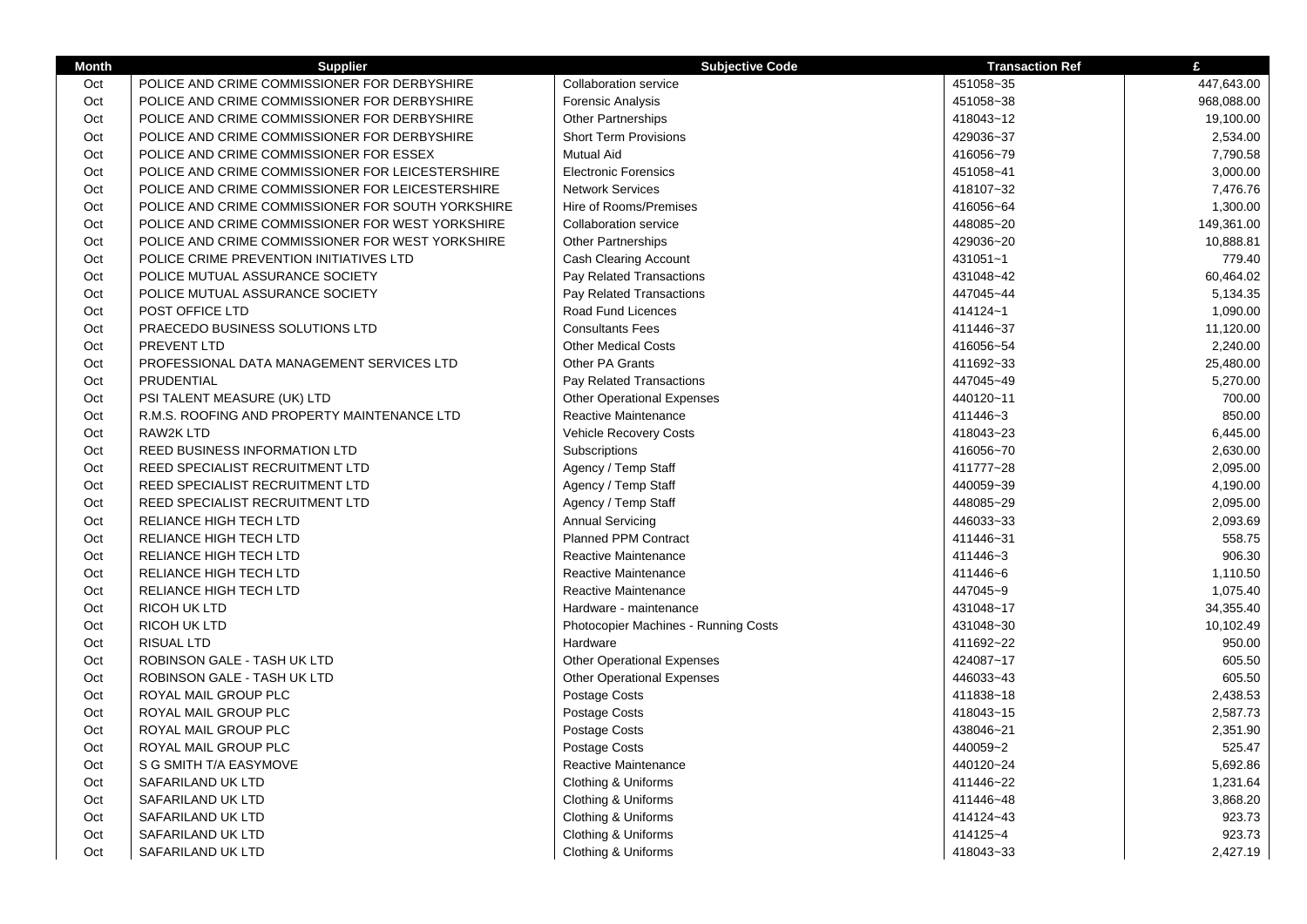| Month | Supplier | Subjective Code | Transaction Ref | £ |
| --- | --- | --- | --- | --- |
| Oct | POLICE AND CRIME COMMISSIONER FOR DERBYSHIRE | Collaboration service | 451058~35 | 447,643.00 |
| Oct | POLICE AND CRIME COMMISSIONER FOR DERBYSHIRE | Forensic Analysis | 451058~38 | 968,088.00 |
| Oct | POLICE AND CRIME COMMISSIONER FOR DERBYSHIRE | Other Partnerships | 418043~12 | 19,100.00 |
| Oct | POLICE AND CRIME COMMISSIONER FOR DERBYSHIRE | Short Term Provisions | 429036~37 | 2,534.00 |
| Oct | POLICE AND CRIME COMMISSIONER FOR ESSEX | Mutual Aid | 416056~79 | 7,790.58 |
| Oct | POLICE AND CRIME COMMISSIONER FOR LEICESTERSHIRE | Electronic Forensics | 451058~41 | 3,000.00 |
| Oct | POLICE AND CRIME COMMISSIONER FOR LEICESTERSHIRE | Network Services | 418107~32 | 7,476.76 |
| Oct | POLICE AND CRIME COMMISSIONER FOR SOUTH YORKSHIRE | Hire of Rooms/Premises | 416056~64 | 1,300.00 |
| Oct | POLICE AND CRIME COMMISSIONER FOR WEST YORKSHIRE | Collaboration service | 448085~20 | 149,361.00 |
| Oct | POLICE AND CRIME COMMISSIONER FOR WEST YORKSHIRE | Other Partnerships | 429036~20 | 10,888.81 |
| Oct | POLICE CRIME PREVENTION INITIATIVES LTD | Cash Clearing Account | 431051~1 | 779.40 |
| Oct | POLICE MUTUAL ASSURANCE SOCIETY | Pay Related Transactions | 431048~42 | 60,464.02 |
| Oct | POLICE MUTUAL ASSURANCE SOCIETY | Pay Related Transactions | 447045~44 | 5,134.35 |
| Oct | POST OFFICE LTD | Road Fund Licences | 414124~1 | 1,090.00 |
| Oct | PRAECEDO BUSINESS SOLUTIONS LTD | Consultants Fees | 411446~37 | 11,120.00 |
| Oct | PREVENT LTD | Other Medical Costs | 416056~54 | 2,240.00 |
| Oct | PROFESSIONAL DATA MANAGEMENT SERVICES LTD | Other PA Grants | 411692~33 | 25,480.00 |
| Oct | PRUDENTIAL | Pay Related Transactions | 447045~49 | 5,270.00 |
| Oct | PSI TALENT MEASURE (UK) LTD | Other Operational Expenses | 440120~11 | 700.00 |
| Oct | R.M.S. ROOFING AND PROPERTY MAINTENANCE LTD | Reactive Maintenance | 411446~3 | 850.00 |
| Oct | RAW2K LTD | Vehicle Recovery Costs | 418043~23 | 6,445.00 |
| Oct | REED BUSINESS INFORMATION LTD | Subscriptions | 416056~70 | 2,630.00 |
| Oct | REED SPECIALIST RECRUITMENT LTD | Agency / Temp Staff | 411777~28 | 2,095.00 |
| Oct | REED SPECIALIST RECRUITMENT LTD | Agency / Temp Staff | 440059~39 | 4,190.00 |
| Oct | REED SPECIALIST RECRUITMENT LTD | Agency / Temp Staff | 448085~29 | 2,095.00 |
| Oct | RELIANCE HIGH TECH LTD | Annual Servicing | 446033~33 | 2,093.69 |
| Oct | RELIANCE HIGH TECH LTD | Planned PPM Contract | 411446~31 | 558.75 |
| Oct | RELIANCE HIGH TECH LTD | Reactive Maintenance | 411446~3 | 906.30 |
| Oct | RELIANCE HIGH TECH LTD | Reactive Maintenance | 411446~6 | 1,110.50 |
| Oct | RELIANCE HIGH TECH LTD | Reactive Maintenance | 447045~9 | 1,075.40 |
| Oct | RICOH UK LTD | Hardware - maintenance | 431048~17 | 34,355.40 |
| Oct | RICOH UK LTD | Photocopier Machines - Running Costs | 431048~30 | 10,102.49 |
| Oct | RISUAL LTD | Hardware | 411692~22 | 950.00 |
| Oct | ROBINSON GALE - TASH UK LTD | Other Operational Expenses | 424087~17 | 605.50 |
| Oct | ROBINSON GALE - TASH UK LTD | Other Operational Expenses | 446033~43 | 605.50 |
| Oct | ROYAL MAIL GROUP PLC | Postage Costs | 411838~18 | 2,438.53 |
| Oct | ROYAL MAIL GROUP PLC | Postage Costs | 418043~15 | 2,587.73 |
| Oct | ROYAL MAIL GROUP PLC | Postage Costs | 438046~21 | 2,351.90 |
| Oct | ROYAL MAIL GROUP PLC | Postage Costs | 440059~2 | 525.47 |
| Oct | S G SMITH T/A EASYMOVE | Reactive Maintenance | 440120~24 | 5,692.86 |
| Oct | SAFARILAND UK LTD | Clothing & Uniforms | 411446~22 | 1,231.64 |
| Oct | SAFARILAND UK LTD | Clothing & Uniforms | 411446~48 | 3,868.20 |
| Oct | SAFARILAND UK LTD | Clothing & Uniforms | 414124~43 | 923.73 |
| Oct | SAFARILAND UK LTD | Clothing & Uniforms | 414125~4 | 923.73 |
| Oct | SAFARILAND UK LTD | Clothing & Uniforms | 418043~33 | 2,427.19 |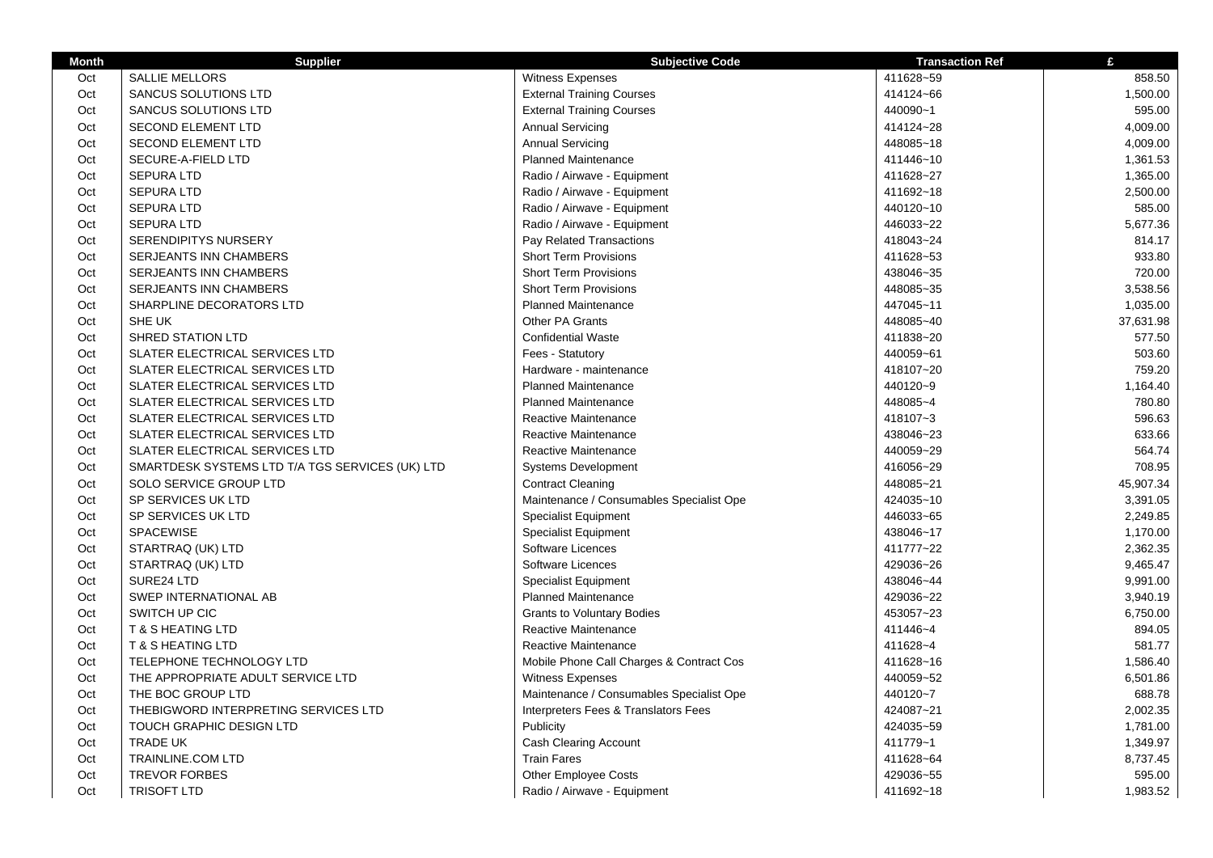| Month | Supplier | Subjective Code | Transaction Ref | £ |
|---|---|---|---|---|
| Oct | SALLIE MELLORS | Witness Expenses | 411628~59 | 858.50 |
| Oct | SANCUS SOLUTIONS LTD | External Training Courses | 414124~66 | 1,500.00 |
| Oct | SANCUS SOLUTIONS LTD | External Training Courses | 440090~1 | 595.00 |
| Oct | SECOND ELEMENT LTD | Annual Servicing | 414124~28 | 4,009.00 |
| Oct | SECOND ELEMENT LTD | Annual Servicing | 448085~18 | 4,009.00 |
| Oct | SECURE-A-FIELD LTD | Planned Maintenance | 411446~10 | 1,361.53 |
| Oct | SEPURA LTD | Radio / Airwave - Equipment | 411628~27 | 1,365.00 |
| Oct | SEPURA LTD | Radio / Airwave - Equipment | 411692~18 | 2,500.00 |
| Oct | SEPURA LTD | Radio / Airwave - Equipment | 440120~10 | 585.00 |
| Oct | SEPURA LTD | Radio / Airwave - Equipment | 446033~22 | 5,677.36 |
| Oct | SERENDIPITYS NURSERY | Pay Related Transactions | 418043~24 | 814.17 |
| Oct | SERJEANTS INN CHAMBERS | Short Term Provisions | 411628~53 | 933.80 |
| Oct | SERJEANTS INN CHAMBERS | Short Term Provisions | 438046~35 | 720.00 |
| Oct | SERJEANTS INN CHAMBERS | Short Term Provisions | 448085~35 | 3,538.56 |
| Oct | SHARPLINE DECORATORS LTD | Planned Maintenance | 447045~11 | 1,035.00 |
| Oct | SHE UK | Other PA Grants | 448085~40 | 37,631.98 |
| Oct | SHRED STATION LTD | Confidential Waste | 411838~20 | 577.50 |
| Oct | SLATER ELECTRICAL SERVICES LTD | Fees - Statutory | 440059~61 | 503.60 |
| Oct | SLATER ELECTRICAL SERVICES LTD | Hardware - maintenance | 418107~20 | 759.20 |
| Oct | SLATER ELECTRICAL SERVICES LTD | Planned Maintenance | 440120~9 | 1,164.40 |
| Oct | SLATER ELECTRICAL SERVICES LTD | Planned Maintenance | 448085~4 | 780.80 |
| Oct | SLATER ELECTRICAL SERVICES LTD | Reactive Maintenance | 418107~3 | 596.63 |
| Oct | SLATER ELECTRICAL SERVICES LTD | Reactive Maintenance | 438046~23 | 633.66 |
| Oct | SLATER ELECTRICAL SERVICES LTD | Reactive Maintenance | 440059~29 | 564.74 |
| Oct | SMARTDESK SYSTEMS LTD T/A TGS SERVICES (UK) LTD | Systems Development | 416056~29 | 708.95 |
| Oct | SOLO SERVICE GROUP LTD | Contract Cleaning | 448085~21 | 45,907.34 |
| Oct | SP SERVICES UK LTD | Maintenance / Consumables Specialist Ope | 424035~10 | 3,391.05 |
| Oct | SP SERVICES UK LTD | Specialist Equipment | 446033~65 | 2,249.85 |
| Oct | SPACEWISE | Specialist Equipment | 438046~17 | 1,170.00 |
| Oct | STARTRAQ (UK) LTD | Software Licences | 411777~22 | 2,362.35 |
| Oct | STARTRAQ (UK) LTD | Software Licences | 429036~26 | 9,465.47 |
| Oct | SURE24 LTD | Specialist Equipment | 438046~44 | 9,991.00 |
| Oct | SWEP INTERNATIONAL AB | Planned Maintenance | 429036~22 | 3,940.19 |
| Oct | SWITCH UP CIC | Grants to Voluntary Bodies | 453057~23 | 6,750.00 |
| Oct | T & S HEATING LTD | Reactive Maintenance | 411446~4 | 894.05 |
| Oct | T & S HEATING LTD | Reactive Maintenance | 411628~4 | 581.77 |
| Oct | TELEPHONE TECHNOLOGY LTD | Mobile Phone Call Charges & Contract Cos | 411628~16 | 1,586.40 |
| Oct | THE APPROPRIATE ADULT SERVICE LTD | Witness Expenses | 440059~52 | 6,501.86 |
| Oct | THE BOC GROUP LTD | Maintenance / Consumables Specialist Ope | 440120~7 | 688.78 |
| Oct | THEBIGWORD INTERPRETING SERVICES LTD | Interpreters Fees & Translators Fees | 424087~21 | 2,002.35 |
| Oct | TOUCH GRAPHIC DESIGN LTD | Publicity | 424035~59 | 1,781.00 |
| Oct | TRADE UK | Cash Clearing Account | 411779~1 | 1,349.97 |
| Oct | TRAINLINE.COM LTD | Train Fares | 411628~64 | 8,737.45 |
| Oct | TREVOR FORBES | Other Employee Costs | 429036~55 | 595.00 |
| Oct | TRISOFT LTD | Radio / Airwave - Equipment | 411692~18 | 1,983.52 |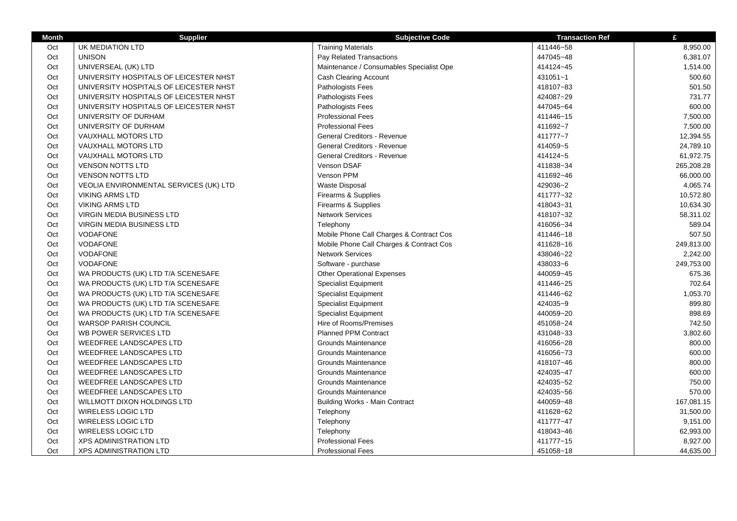| Month | Supplier | Subjective Code | Transaction Ref | £ |
|---|---|---|---|---|
| Oct | UK MEDIATION LTD | Training Materials | 411446~58 | 8,950.00 |
| Oct | UNISON | Pay Related Transactions | 447045~48 | 6,381.07 |
| Oct | UNIVERSEAL (UK) LTD | Maintenance / Consumables Specialist Ope | 414124~45 | 1,514.00 |
| Oct | UNIVERSITY HOSPITALS OF LEICESTER NHST | Cash Clearing Account | 431051~1 | 500.60 |
| Oct | UNIVERSITY HOSPITALS OF LEICESTER NHST | Pathologists Fees | 418107~83 | 501.50 |
| Oct | UNIVERSITY HOSPITALS OF LEICESTER NHST | Pathologists Fees | 424087~29 | 731.77 |
| Oct | UNIVERSITY HOSPITALS OF LEICESTER NHST | Pathologists Fees | 447045~64 | 600.00 |
| Oct | UNIVERSITY OF DURHAM | Professional Fees | 411446~15 | 7,500.00 |
| Oct | UNIVERSITY OF DURHAM | Professional Fees | 411692~7 | 7,500.00 |
| Oct | VAUXHALL MOTORS LTD | General Creditors - Revenue | 411777~7 | 12,394.55 |
| Oct | VAUXHALL MOTORS LTD | General Creditors - Revenue | 414059~5 | 24,789.10 |
| Oct | VAUXHALL MOTORS LTD | General Creditors - Revenue | 414124~5 | 61,972.75 |
| Oct | VENSON NOTTS LTD | Venson DSAF | 411838~34 | 265,208.28 |
| Oct | VENSON NOTTS LTD | Venson PPM | 411692~46 | 66,000.00 |
| Oct | VEOLIA ENVIRONMENTAL SERVICES (UK) LTD | Waste Disposal | 429036~2 | 4,065.74 |
| Oct | VIKING ARMS LTD | Firearms & Supplies | 411777~32 | 10,572.80 |
| Oct | VIKING ARMS LTD | Firearms & Supplies | 418043~31 | 10,634.30 |
| Oct | VIRGIN MEDIA BUSINESS LTD | Network Services | 418107~32 | 58,311.02 |
| Oct | VIRGIN MEDIA BUSINESS LTD | Telephony | 416056~34 | 589.04 |
| Oct | VODAFONE | Mobile Phone Call Charges & Contract Cos | 411446~18 | 507.50 |
| Oct | VODAFONE | Mobile Phone Call Charges & Contract Cos | 411628~16 | 249,813.00 |
| Oct | VODAFONE | Network Services | 438046~22 | 2,242.00 |
| Oct | VODAFONE | Software - purchase | 438033~6 | 249,753.00 |
| Oct | WA PRODUCTS (UK) LTD T/A SCENESAFE | Other Operational Expenses | 440059~45 | 675.36 |
| Oct | WA PRODUCTS (UK) LTD T/A SCENESAFE | Specialist Equipment | 411446~25 | 702.64 |
| Oct | WA PRODUCTS (UK) LTD T/A SCENESAFE | Specialist Equipment | 411446~62 | 1,053.70 |
| Oct | WA PRODUCTS (UK) LTD T/A SCENESAFE | Specialist Equipment | 424035~9 | 899.80 |
| Oct | WA PRODUCTS (UK) LTD T/A SCENESAFE | Specialist Equipment | 440059~20 | 898.69 |
| Oct | WARSOP PARISH COUNCIL | Hire of Rooms/Premises | 451058~24 | 742.50 |
| Oct | WB POWER SERVICES LTD | Planned PPM Contract | 431048~33 | 3,802.60 |
| Oct | WEEDFREE LANDSCAPES LTD | Grounds Maintenance | 416056~28 | 800.00 |
| Oct | WEEDFREE LANDSCAPES LTD | Grounds Maintenance | 416056~73 | 600.00 |
| Oct | WEEDFREE LANDSCAPES LTD | Grounds Maintenance | 418107~46 | 800.00 |
| Oct | WEEDFREE LANDSCAPES LTD | Grounds Maintenance | 424035~47 | 600.00 |
| Oct | WEEDFREE LANDSCAPES LTD | Grounds Maintenance | 424035~52 | 750.00 |
| Oct | WEEDFREE LANDSCAPES LTD | Grounds Maintenance | 424035~56 | 570.00 |
| Oct | WILLMOTT DIXON HOLDINGS LTD | Building Works - Main Contract | 440059~48 | 167,081.15 |
| Oct | WIRELESS LOGIC LTD | Telephony | 411628~62 | 31,500.00 |
| Oct | WIRELESS LOGIC LTD | Telephony | 411777~47 | 9,151.00 |
| Oct | WIRELESS LOGIC LTD | Telephony | 418043~46 | 62,993.00 |
| Oct | XPS ADMINISTRATION LTD | Professional Fees | 411777~15 | 8,927.00 |
| Oct | XPS ADMINISTRATION LTD | Professional Fees | 451058~18 | 44,635.00 |